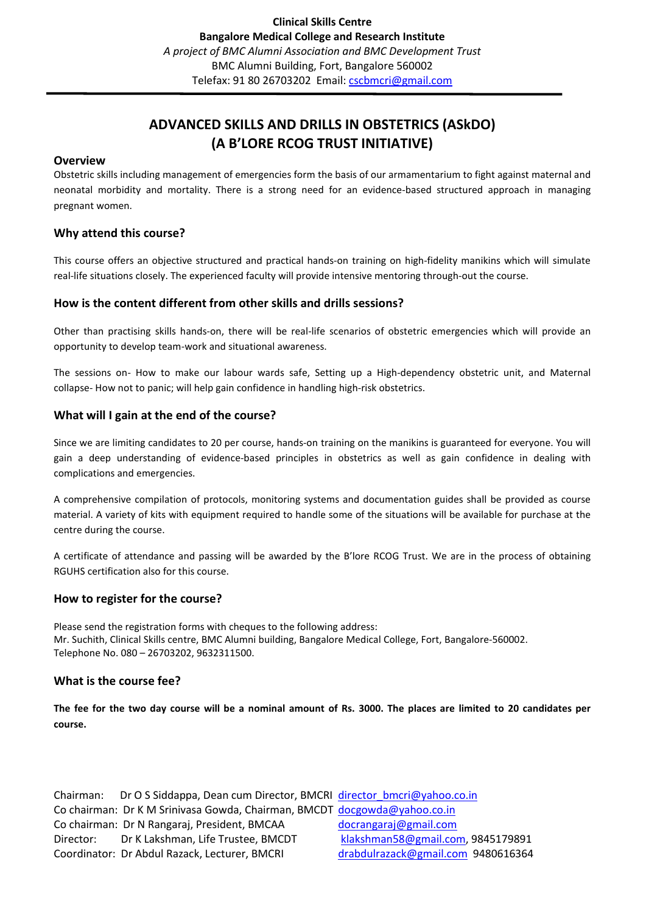**Clinical Skills Centre**
**Bangalore Medical College and Research Institute**
*A project of BMC Alumni Association and BMC Development Trust*
BMC Alumni Building, Fort, Bangalore 560002
Telefax: 91 80 26703202 Email: cscbmcri@gmail.com

# ADVANCED SKILLS AND DRILLS IN OBSTETRICS (ASkDO)
# (A B'LORE RCOG TRUST INITIATIVE)

## Overview

Obstetric skills including management of emergencies form the basis of our armamentarium to fight against maternal and neonatal morbidity and mortality. There is a strong need for an evidence-based structured approach in managing pregnant women.

## Why attend this course?

This course offers an objective structured and practical hands-on training on high-fidelity manikins which will simulate real-life situations closely. The experienced faculty will provide intensive mentoring through-out the course.

## How is the content different from other skills and drills sessions?

Other than practising skills hands-on, there will be real-life scenarios of obstetric emergencies which will provide an opportunity to develop team-work and situational awareness.

The sessions on- How to make our labour wards safe, Setting up a High-dependency obstetric unit, and Maternal collapse- How not to panic; will help gain confidence in handling high-risk obstetrics.

## What will I gain at the end of the course?

Since we are limiting candidates to 20 per course, hands-on training on the manikins is guaranteed for everyone. You will gain a deep understanding of evidence-based principles in obstetrics as well as gain confidence in dealing with complications and emergencies.

A comprehensive compilation of protocols, monitoring systems and documentation guides shall be provided as course material. A variety of kits with equipment required to handle some of the situations will be available for purchase at the centre during the course.

A certificate of attendance and passing will be awarded by the B'lore RCOG Trust. We are in the process of obtaining RGUHS certification also for this course.

## How to register for the course?

Please send the registration forms with cheques to the following address:
Mr. Suchith, Clinical Skills centre, BMC Alumni building, Bangalore Medical College, Fort, Bangalore-560002.
Telephone No. 080 – 26703202, 9632311500.

## What is the course fee?

**The fee for the two day course will be a nominal amount of Rs. 3000. The places are limited to 20 candidates per course.**

Chairman: Dr O S Siddappa, Dean cum Director, BMCRI director_bmcri@yahoo.co.in
Co chairman: Dr K M Srinivasa Gowda, Chairman, BMCDT docgowda@yahoo.co.in
Co chairman: Dr N Rangaraj, President, BMCAA docrangaraj@gmail.com
Director: Dr K Lakshman, Life Trustee, BMCDT klakshman58@gmail.com, 9845179891
Coordinator: Dr Abdul Razack, Lecturer, BMCRI drabdulrazack@gmail.com 9480616364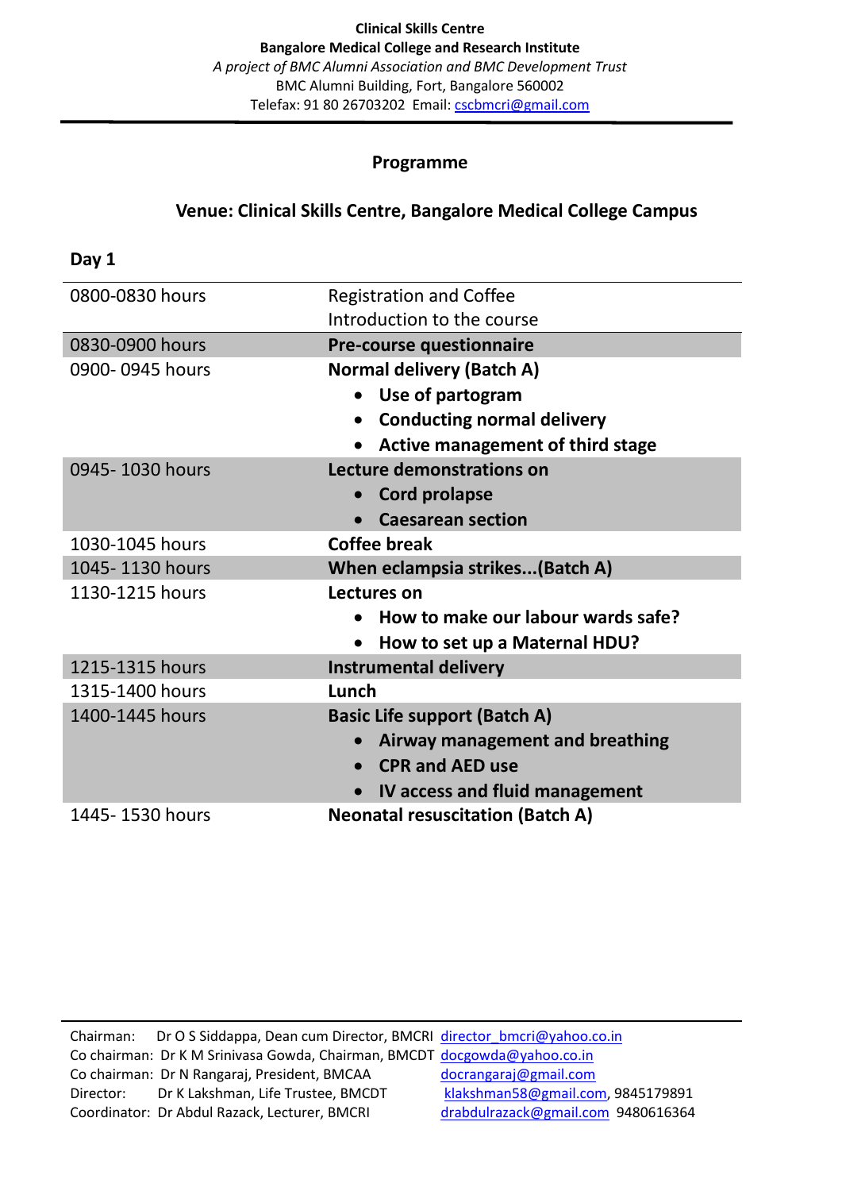**Clinical Skills Centre**
**Bangalore Medical College and Research Institute**
*A project of BMC Alumni Association and BMC Development Trust*
BMC Alumni Building, Fort, Bangalore 560002
Telefax: 91 80 26703202 Email: cscbmcri@gmail.com

## Programme

### Venue: Clinical Skills Centre, Bangalore Medical College Campus

**Day 1**

| | |
|---|---|
| 0800-0830 hours | Registration and Coffee<br>Introduction to the course |
| 0830-0900 hours | **Pre-course questionnaire** |
| 0900- 0945 hours | **Normal delivery (Batch A)**<br>• **Use of partogram**<br>• **Conducting normal delivery**<br>• **Active management of third stage** |
| 0945- 1030 hours | **Lecture demonstrations on**<br>• **Cord prolapse**<br>• **Caesarean section** |
| 1030-1045 hours | **Coffee break** |
| 1045- 1130 hours | **When eclampsia strikes...(Batch A)** |
| 1130-1215 hours | **Lectures on**<br>• **How to make our labour wards safe?**<br>• **How to set up a Maternal HDU?** |
| 1215-1315 hours | **Instrumental delivery** |
| 1315-1400 hours | **Lunch** |
| 1400-1445 hours | **Basic Life support (Batch A)**<br>• **Airway management and breathing**<br>• **CPR and AED use**<br>• **IV access and fluid management** |
| 1445- 1530 hours | **Neonatal resuscitation (Batch A)** |

Chairman: Dr O S Siddappa, Dean cum Director, BMCRI director_bmcri@yahoo.co.in
Co chairman: Dr K M Srinivasa Gowda, Chairman, BMCDT docgowda@yahoo.co.in
Co chairman: Dr N Rangaraj, President, BMCAA docrangaraj@gmail.com
Director: Dr K Lakshman, Life Trustee, BMCDT klakshman58@gmail.com, 9845179891
Coordinator: Dr Abdul Razack, Lecturer, BMCRI drabdulrazack@gmail.com 9480616364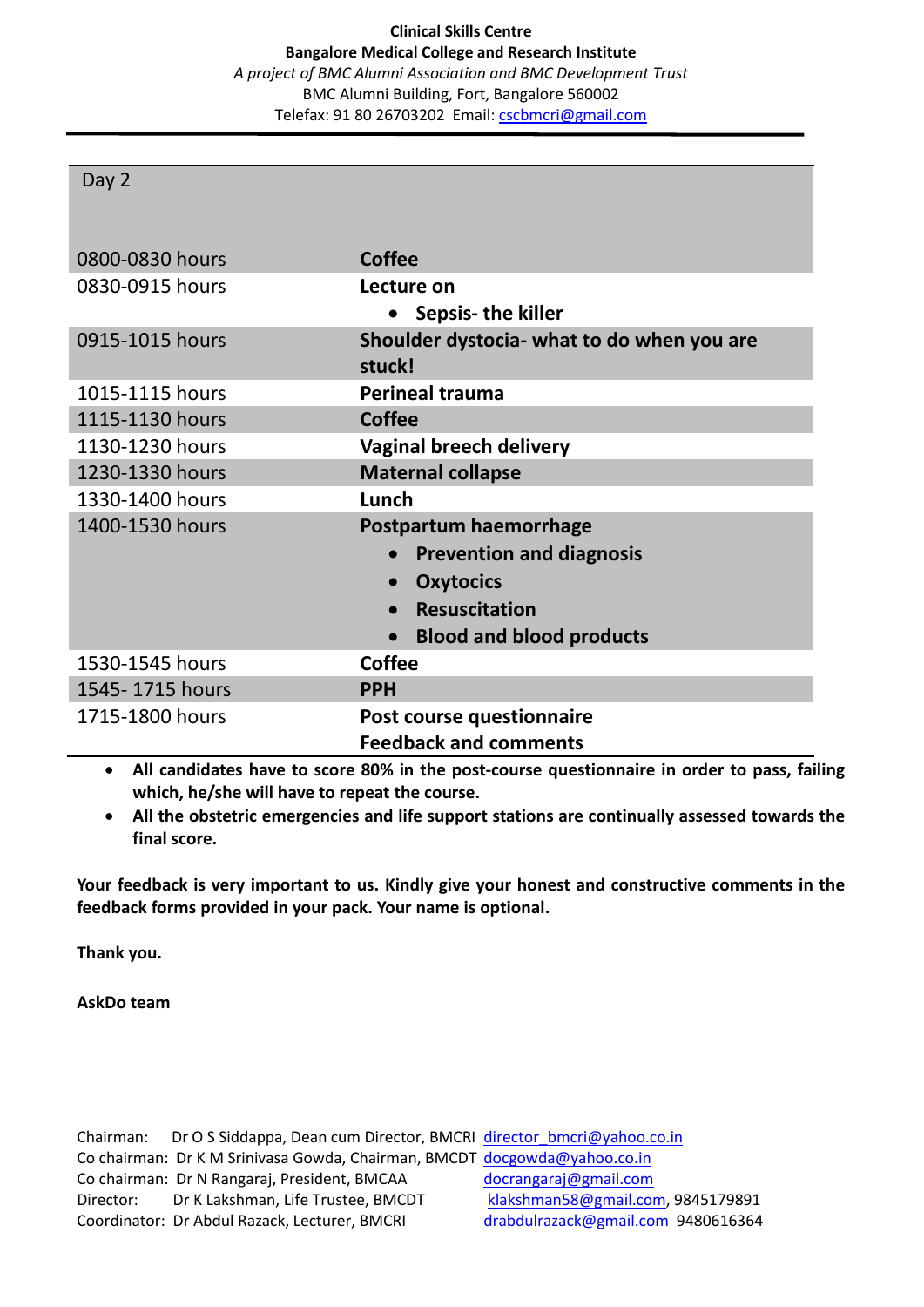**Clinical Skills Centre**
**Bangalore Medical College and Research Institute**
*A project of BMC Alumni Association and BMC Development Trust*
BMC Alumni Building, Fort, Bangalore 560002
Telefax: 91 80 26703202 Email: cscbmcri@gmail.com

| Day 2 | |
|---|---|
| 0800-0830 hours | **Coffee** |
| 0830-0915 hours | **Lecture on**<br>• **Sepsis- the killer** |
| 0915-1015 hours | **Shoulder dystocia- what to do when you are stuck!** |
| 1015-1115 hours | **Perineal trauma** |
| 1115-1130 hours | **Coffee** |
| 1130-1230 hours | **Vaginal breech delivery** |
| 1230-1330 hours | **Maternal collapse** |
| 1330-1400 hours | **Lunch** |
| 1400-1530 hours | **Postpartum haemorrhage**<br>• **Prevention and diagnosis**<br>• **Oxytocics**<br>• **Resuscitation**<br>• **Blood and blood products** |
| 1530-1545 hours | **Coffee** |
| 1545- 1715 hours | **PPH** |
| 1715-1800 hours | **Post course questionnaire**<br>**Feedback and comments** |

- **All candidates have to score 80% in the post-course questionnaire in order to pass, failing which, he/she will have to repeat the course.**
- **All the obstetric emergencies and life support stations are continually assessed towards the final score.**

**Your feedback is very important to us. Kindly give your honest and constructive comments in the feedback forms provided in your pack. Your name is optional.**

**Thank you.**

**AskDo team**

Chairman: Dr O S Siddappa, Dean cum Director, BMCRI director_bmcri@yahoo.co.in
Co chairman: Dr K M Srinivasa Gowda, Chairman, BMCDT docgowda@yahoo.co.in
Co chairman: Dr N Rangaraj, President, BMCAA docrangaraj@gmail.com
Director: Dr K Lakshman, Life Trustee, BMCDT klakshman58@gmail.com, 9845179891
Coordinator: Dr Abdul Razack, Lecturer, BMCRI drabdulrazack@gmail.com 9480616364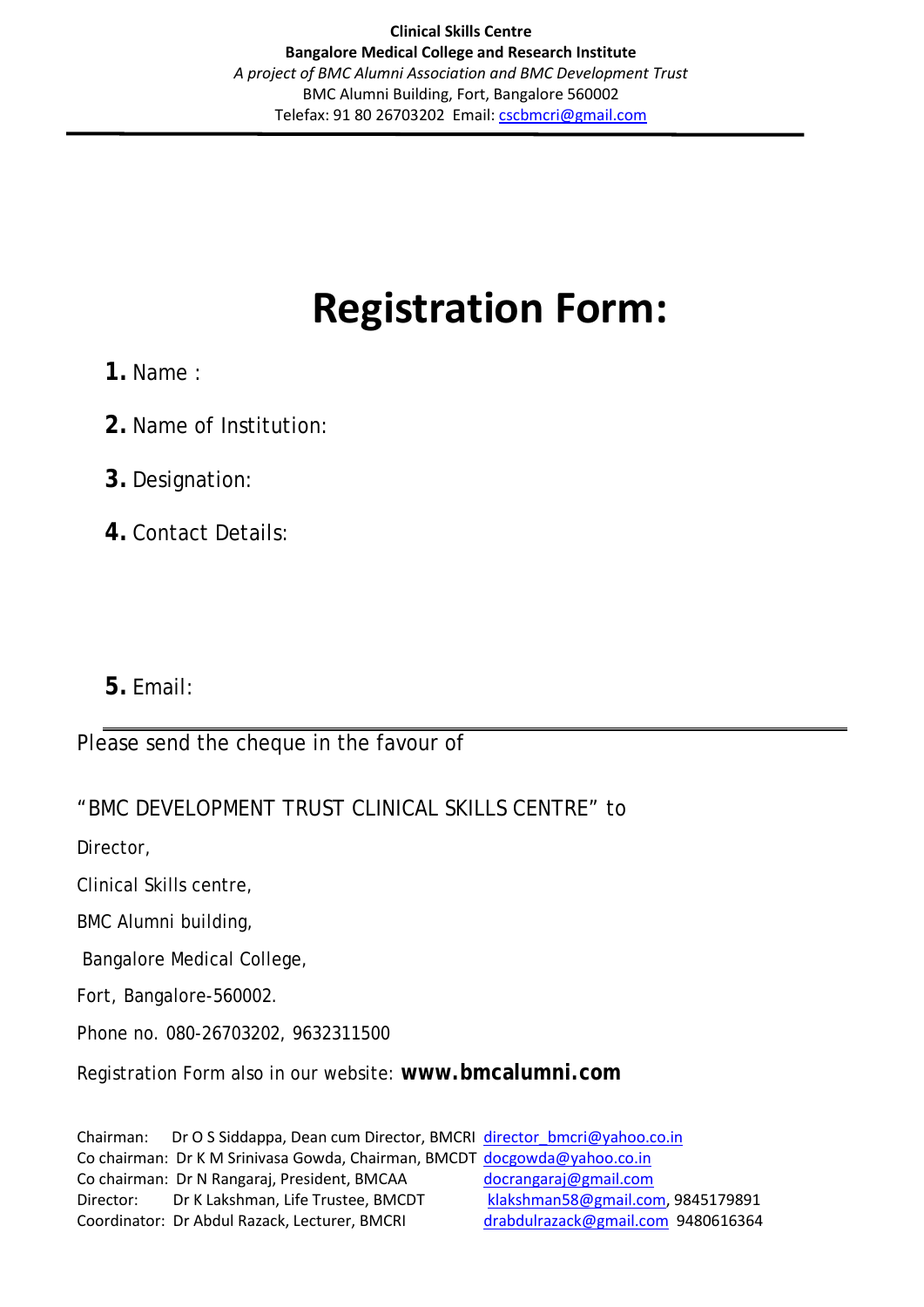**Clinical Skills Centre**
**Bangalore Medical College and Research Institute**
*A project of BMC Alumni Association and BMC Development Trust*
BMC Alumni Building, Fort, Bangalore 560002
Telefax: 91 80 26703202 Email: cscbmcri@gmail.com

# Registration Form:

1. Name :
2. Name of Institution:
3. Designation:
4. Contact Details:

5. Email:

---

Please send the cheque in the favour of

"BMC DEVELOPMENT TRUST CLINICAL SKILLS CENTRE" to

Director,

Clinical Skills centre,

BMC Alumni building,

Bangalore Medical College,

Fort, Bangalore-560002.

Phone no. 080-26703202, 9632311500

Registration Form also in our website: **www.bmcalumni.com**

| | | |
|---|---|---|
| Chairman: | Dr O S Siddappa, Dean cum Director, BMCRI | director_bmcri@yahoo.co.in |
| Co chairman: | Dr K M Srinivasa Gowda, Chairman, BMCDT | docgowda@yahoo.co.in |
| Co chairman: | Dr N Rangaraj, President, BMCAA | docrangaraj@gmail.com |
| Director: | Dr K Lakshman, Life Trustee, BMCDT | klakshman58@gmail.com, 9845179891 |
| Coordinator: | Dr Abdul Razack, Lecturer, BMCRI | drabdulrazack@gmail.com 9480616364 |